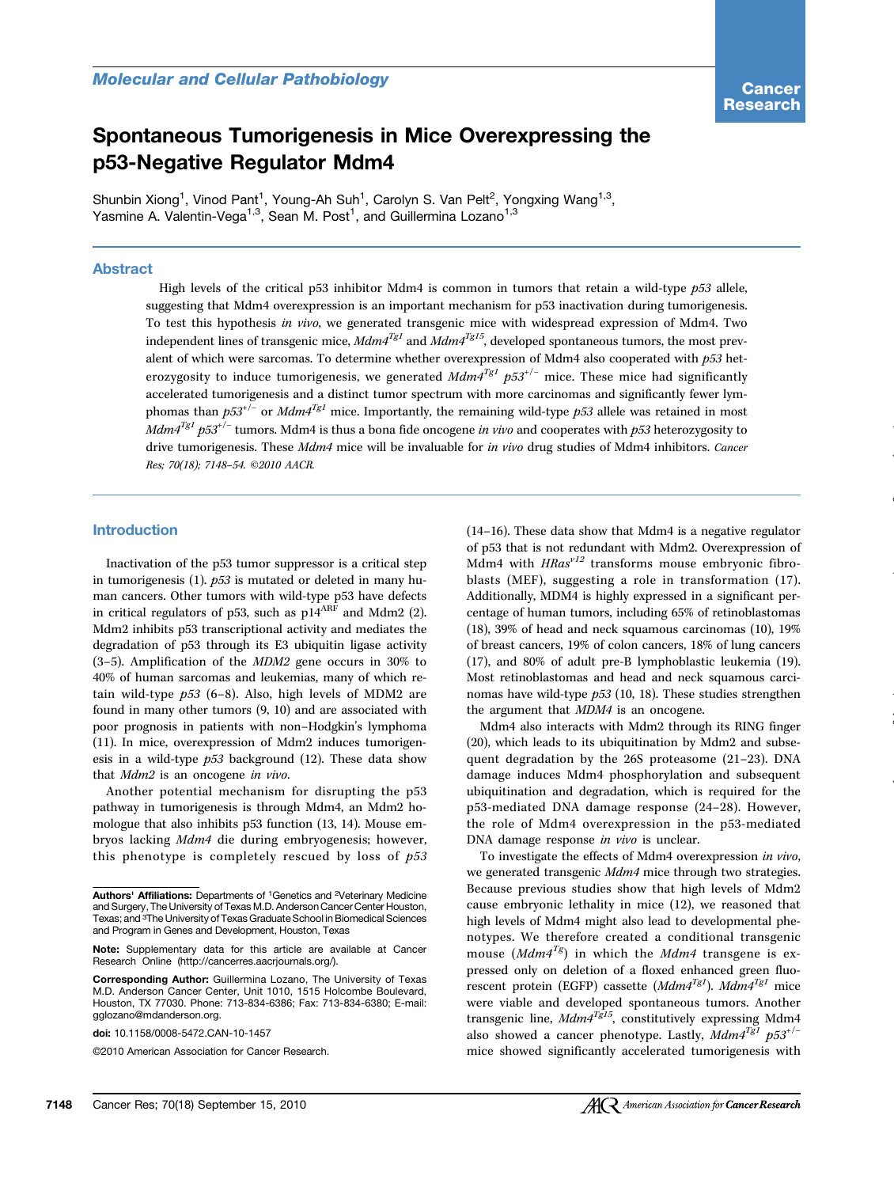Molecular and Cellular Pathobiology

# Spontaneous Tumorigenesis in Mice Overexpressing the p53-Negative Regulator Mdm4

Shunbin Xiong[1], Vinod Pant[1], Young-Ah Suh[1], Carolyn S. Van Pelt[2], Yongxing Wang[1,3], Yasmine A. Valentin-Vega[1,3], Sean M. Post[1], and Guillermina Lozano[1,3]

## Abstract

High levels of the critical p53 inhibitor Mdm4 is common in tumors that retain a wild-type *p53* allele, suggesting that Mdm4 overexpression is an important mechanism for p53 inactivation during tumorigenesis. To test this hypothesis *in vivo*, we generated transgenic mice with widespread expression of Mdm4. Two independent lines of transgenic mice, $Mdm4^{Tg1}$ and $Mdm4^{Tg15}$, developed spontaneous tumors, the most prevalent of which were sarcomas. To determine whether overexpression of Mdm4 also cooperated with *p53* heterozygosity to induce tumorigenesis, we generated $Mdm4^{Tg1}$ $p53^{+/-}$ mice. These mice had significantly accelerated tumorigenesis and a distinct tumor spectrum with more carcinomas and significantly fewer lymphomas than $p53^{+/-}$ or $Mdm4^{Tg1}$ mice. Importantly, the remaining wild-type *p53* allele was retained in most $Mdm4^{Tg1}$ $p53^{+/-}$ tumors. Mdm4 is thus a bona fide oncogene *in vivo* and cooperates with *p53* heterozygosity to drive tumorigenesis. These *Mdm4* mice will be invaluable for *in vivo* drug studies of Mdm4 inhibitors. *Cancer Res; 70(18); 7148–54. ©2010 AACR.*

## Introduction

Inactivation of the p53 tumor suppressor is a critical step in tumorigenesis (1). *p53* is mutated or deleted in many human cancers. Other tumors with wild-type p53 have defects in critical regulators of p53, such as $p14^{ARF}$ and Mdm2 (2). Mdm2 inhibits p53 transcriptional activity and mediates the degradation of p53 through its E3 ubiquitin ligase activity (3–5). Amplification of the *MDM2* gene occurs in 30% to 40% of human sarcomas and leukemias, many of which retain wild-type *p53* (6–8). Also, high levels of MDM2 are found in many other tumors (9, 10) and are associated with poor prognosis in patients with non–Hodgkin's lymphoma (11). In mice, overexpression of Mdm2 induces tumorigenesis in a wild-type *p53* background (12). These data show that *Mdm2* is an oncogene *in vivo*.

Another potential mechanism for disrupting the p53 pathway in tumorigenesis is through Mdm4, an Mdm2 homologue that also inhibits p53 function (13, 14). Mouse embryos lacking *Mdm4* die during embryogenesis; however, this phenotype is completely rescued by loss of *p53* (14–16). These data show that Mdm4 is a negative regulator of p53 that is not redundant with Mdm2. Overexpression of Mdm4 with $HRas^{v12}$ transforms mouse embryonic fibroblasts (MEF), suggesting a role in transformation (17). Additionally, MDM4 is highly expressed in a significant percentage of human tumors, including 65% of retinoblastomas (18), 39% of head and neck squamous carcinomas (10), 19% of breast cancers, 19% of colon cancers, 18% of lung cancers (17), and 80% of adult pre-B lymphoblastic leukemia (19). Most retinoblastomas and head and neck squamous carcinomas have wild-type *p53* (10, 18). These studies strengthen the argument that *MDM4* is an oncogene.

Mdm4 also interacts with Mdm2 through its RING finger (20), which leads to its ubiquitination by Mdm2 and subsequent degradation by the 26S proteasome (21–23). DNA damage induces Mdm4 phosphorylation and subsequent ubiquitination and degradation, which is required for the p53-mediated DNA damage response (24–28). However, the role of Mdm4 overexpression in the p53-mediated DNA damage response *in vivo* is unclear.

To investigate the effects of Mdm4 overexpression *in vivo*, we generated transgenic *Mdm4* mice through two strategies. Because previous studies show that high levels of Mdm2 cause embryonic lethality in mice (12), we reasoned that high levels of Mdm4 might also lead to developmental phenotypes. We therefore created a conditional transgenic mouse ($Mdm4^{Tg}$) in which the *Mdm4* transgene is expressed only on deletion of a floxed enhanced green fluorescent protein (EGFP) cassette ($Mdm4^{Tg1}$). $Mdm4^{Tg1}$ mice were viable and developed spontaneous tumors. Another transgenic line, $Mdm4^{Tg15}$, constitutively expressing Mdm4 also showed a cancer phenotype. Lastly, $Mdm4^{Tg1}$ $p53^{+/-}$ mice showed significantly accelerated tumorigenesis with

---

**Authors' Affiliations:** Departments of [1]Genetics and [2]Veterinary Medicine and Surgery, The University of Texas M.D. Anderson Cancer Center Houston, Texas; and [3]The University of Texas Graduate School in Biomedical Sciences and Program in Genes and Development, Houston, Texas

**Note:** Supplementary data for this article are available at Cancer Research Online (http://cancerres.aacrjournals.org/).

**Corresponding Author:** Guillermina Lozano, The University of Texas M.D. Anderson Cancer Center, Unit 1010, 1515 Holcombe Boulevard, Houston, TX 77030. Phone: 713-834-6386; Fax: 713-834-6380; E-mail: gglozano@mdanderson.org.

doi: 10.1158/0008-5472.CAN-10-1457

©2010 American Association for Cancer Research.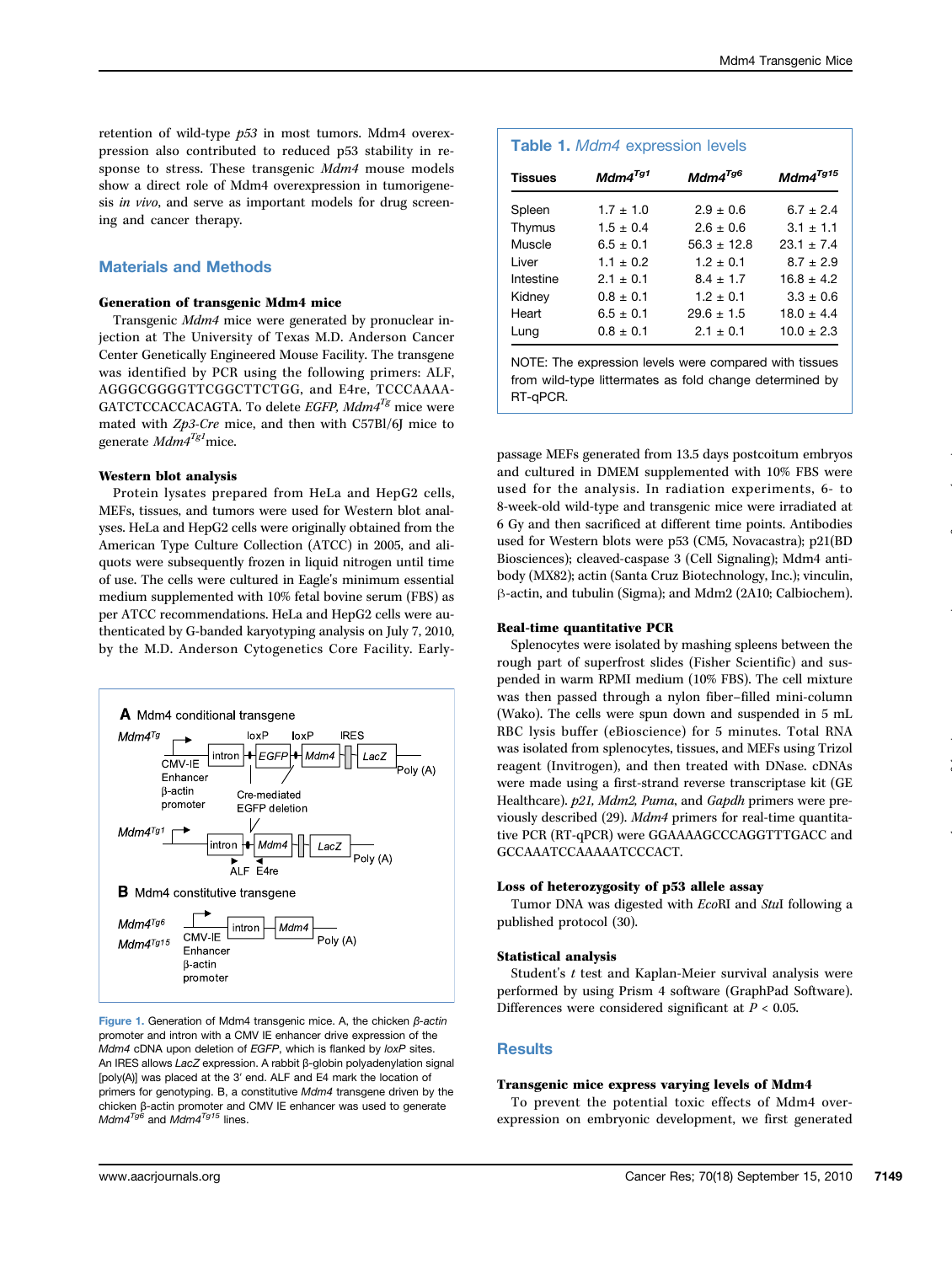retention of wild-type *p53* in most tumors. Mdm4 overexpression also contributed to reduced p53 stability in response to stress. These transgenic *Mdm4* mouse models show a direct role of Mdm4 overexpression in tumorigenesis *in vivo*, and serve as important models for drug screening and cancer therapy.

## Materials and Methods

### Generation of transgenic Mdm4 mice

Transgenic *Mdm4* mice were generated by pronuclear injection at The University of Texas M.D. Anderson Cancer Center Genetically Engineered Mouse Facility. The transgene was identified by PCR using the following primers: ALF, AGGGCGGGGTTCGGCTTCTGG, and E4re, TCCCAAAAGATCTCCACCACAGTA. To delete *EGFP*, $Mdm4^{Tg}$ mice were mated with *Zp3-Cre* mice, and then with C57Bl/6J mice to generate $Mdm4^{Tg1}$ mice.

### Western blot analysis

Protein lysates prepared from HeLa and HepG2 cells, MEFs, tissues, and tumors were used for Western blot analyses. HeLa and HepG2 cells were originally obtained from the American Type Culture Collection (ATCC) in 2005, and aliquots were subsequently frozen in liquid nitrogen until time of use. The cells were cultured in Eagle's minimum essential medium supplemented with 10% fetal bovine serum (FBS) as per ATCC recommendations. HeLa and HepG2 cells were authenticated by G-banded karyotyping analysis on July 7, 2010, by the M.D. Anderson Cytogenetics Core Facility. Early-passage MEFs generated from 13.5 days postcoitum embryos and cultured in DMEM supplemented with 10% FBS were used for the analysis. In radiation experiments, 6- to 8-week-old wild-type and transgenic mice were irradiated at 6 Gy and then sacrificed at different time points. Antibodies used for Western blots were p53 (CM5, Novacastra); p21(BD Biosciences); cleaved-caspase 3 (Cell Signaling); Mdm4 antibody (MX82); actin (Santa Cruz Biotechnology, Inc.); vinculin, β-actin, and tubulin (Sigma); and Mdm2 (2A10; Calbiochem).

**Figure 1.** Generation of Mdm4 transgenic mice. A, the chicken *β-actin* promoter and intron with a CMV IE enhancer drive expression of the *Mdm4* cDNA upon deletion of *EGFP*, which is flanked by *loxP* sites. An IRES allows *LacZ* expression. A rabbit β-globin polyadenylation signal [poly(A)] was placed at the 3′ end. ALF and E4 mark the location of primers for genotyping. B, a constitutive *Mdm4* transgene driven by the chicken β-actin promoter and CMV IE enhancer was used to generate $Mdm4^{Tg6}$ and $Mdm4^{Tg15}$ lines.

**Table 1.** *Mdm4* expression levels

| Tissues | $Mdm4^{Tg1}$ | $Mdm4^{Tg6}$ | $Mdm4^{Tg15}$ |
|---|---|---|---|
| Spleen | 1.7 ± 1.0 | 2.9 ± 0.6 | 6.7 ± 2.4 |
| Thymus | 1.5 ± 0.4 | 2.6 ± 0.6 | 3.1 ± 1.1 |
| Muscle | 6.5 ± 0.1 | 56.3 ± 12.8 | 23.1 ± 7.4 |
| Liver | 1.1 ± 0.2 | 1.2 ± 0.1 | 8.7 ± 2.9 |
| Intestine | 2.1 ± 0.1 | 8.4 ± 1.7 | 16.8 ± 4.2 |
| Kidney | 0.8 ± 0.1 | 1.2 ± 0.1 | 3.3 ± 0.6 |
| Heart | 6.5 ± 0.1 | 29.6 ± 1.5 | 18.0 ± 4.4 |
| Lung | 0.8 ± 0.1 | 2.1 ± 0.1 | 10.0 ± 2.3 |

NOTE: The expression levels were compared with tissues from wild-type littermates as fold change determined by RT-qPCR.

### Real-time quantitative PCR

Splenocytes were isolated by mashing spleens between the rough part of superfrost slides (Fisher Scientific) and suspended in warm RPMI medium (10% FBS). The cell mixture was then passed through a nylon fiber–filled mini-column (Wako). The cells were spun down and suspended in 5 mL RBC lysis buffer (eBioscience) for 5 minutes. Total RNA was isolated from splenocytes, tissues, and MEFs using Trizol reagent (Invitrogen), and then treated with DNase. cDNAs were made using a first-strand reverse transcriptase kit (GE Healthcare). *p21, Mdm2, Puma*, and *Gapdh* primers were previously described (29). *Mdm4* primers for real-time quantitative PCR (RT-qPCR) were GGAAAAGCCCAGGTTTGACC and GCCAAATCCAAAAATCCCACT.

### Loss of heterozygosity of p53 allele assay

Tumor DNA was digested with *Eco*RI and *Stu*I following a published protocol (30).

### Statistical analysis

Student's *t* test and Kaplan-Meier survival analysis were performed by using Prism 4 software (GraphPad Software). Differences were considered significant at $P < 0.05$.

## Results

### Transgenic mice express varying levels of Mdm4

To prevent the potential toxic effects of Mdm4 overexpression on embryonic development, we first generated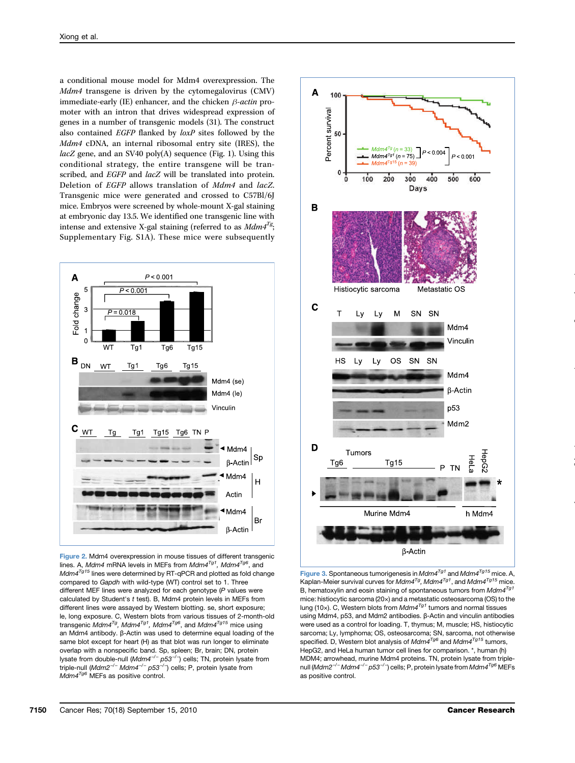a conditional mouse model for Mdm4 overexpression. The *Mdm4* transgene is driven by the cytomegalovirus (CMV) immediate-early (IE) enhancer, and the chicken *β-actin* promoter with an intron that drives widespread expression of genes in a number of transgenic models (31). The construct also contained *EGFP* flanked by *loxP* sites followed by the *Mdm4* cDNA, an internal ribosomal entry site (IRES), the *lacZ* gene, and an SV40 poly(A) sequence (Fig. 1). Using this conditional strategy, the entire transgene will be transcribed, and *EGFP* and *lacZ* will be translated into protein. Deletion of *EGFP* allows translation of *Mdm4* and *lacZ*. Transgenic mice were generated and crossed to C57Bl/6J mice. Embryos were screened by whole-mount X-gal staining at embryonic day 13.5. We identified one transgenic line with intense and extensive X-gal staining (referred to as $Mdm4^{Tg}$; Supplementary Fig. S1A). These mice were subsequently

Figure 2. Mdm4 overexpression in mouse tissues of different transgenic lines. A, *Mdm4* mRNA levels in MEFs from $Mdm4^{Tg1}$, $Mdm4^{Tg6}$, and $Mdm4^{Tg15}$ lines were determined by RT-qPCR and plotted as fold change compared to *Gapdh* with wild-type (WT) control set to 1. Three different MEF lines were analyzed for each genotype (*P* values were calculated by Student's *t* test). B, Mdm4 protein levels in MEFs from different lines were assayed by Western blotting. se, short exposure; le, long exposure. C, Western blots from various tissues of 2-month-old transgenic $Mdm4^{Tg}$, $Mdm4^{Tg1}$, $Mdm4^{Tg6}$, and $Mdm4^{Tg15}$ mice using an Mdm4 antibody. β-Actin was used to determine equal loading of the same blot except for heart (H) as that blot was run longer to eliminate overlap with a nonspecific band. Sp, spleen; Br, brain; DN, protein lysate from double-null ($Mdm4^{-/-}$ $p53^{-/-}$) cells; TN, protein lysate from triple-null ($Mdm2^{-/-}$ $Mdm4^{-/-}$ $p53^{-/-}$) cells; P, protein lysate from $Mdm4^{Tg6}$ MEFs as positive control.

Figure 3. Spontaneous tumorigenesis in $Mdm4^{Tg1}$ and $Mdm4^{Tg15}$ mice. A, Kaplan-Meier survival curves for $Mdm4^{Tg}$, $Mdm4^{Tg1}$, and $Mdm4^{Tg15}$ mice. B, hematoxylin and eosin staining of spontaneous tumors from $Mdm4^{Tg1}$ mice: histiocytic sarcoma (20×) and a metastatic osteosarcoma (OS) to the lung (10×). C, Western blots from $Mdm4^{Tg1}$ tumors and normal tissues using Mdm4, p53, and Mdm2 antibodies. β-Actin and vinculin antibodies were used as a control for loading. T, thymus; M, muscle; HS, histiocytic sarcoma; Ly, lymphoma; OS, osteosarcoma; SN, sarcoma, not otherwise specified. D, Western blot analysis of $Mdm4^{Tg6}$ and $Mdm4^{Tg15}$ tumors, HepG2, and HeLa human tumor cell lines for comparison. *, human (h) MDM4; arrowhead, murine Mdm4 proteins. TN, protein lysate from triple-null ($Mdm2^{-/-}$ $Mdm4^{-/-}$ $p53^{-/-}$) cells; P, protein lysate from $Mdm4^{Tg6}$ MEFs as positive control.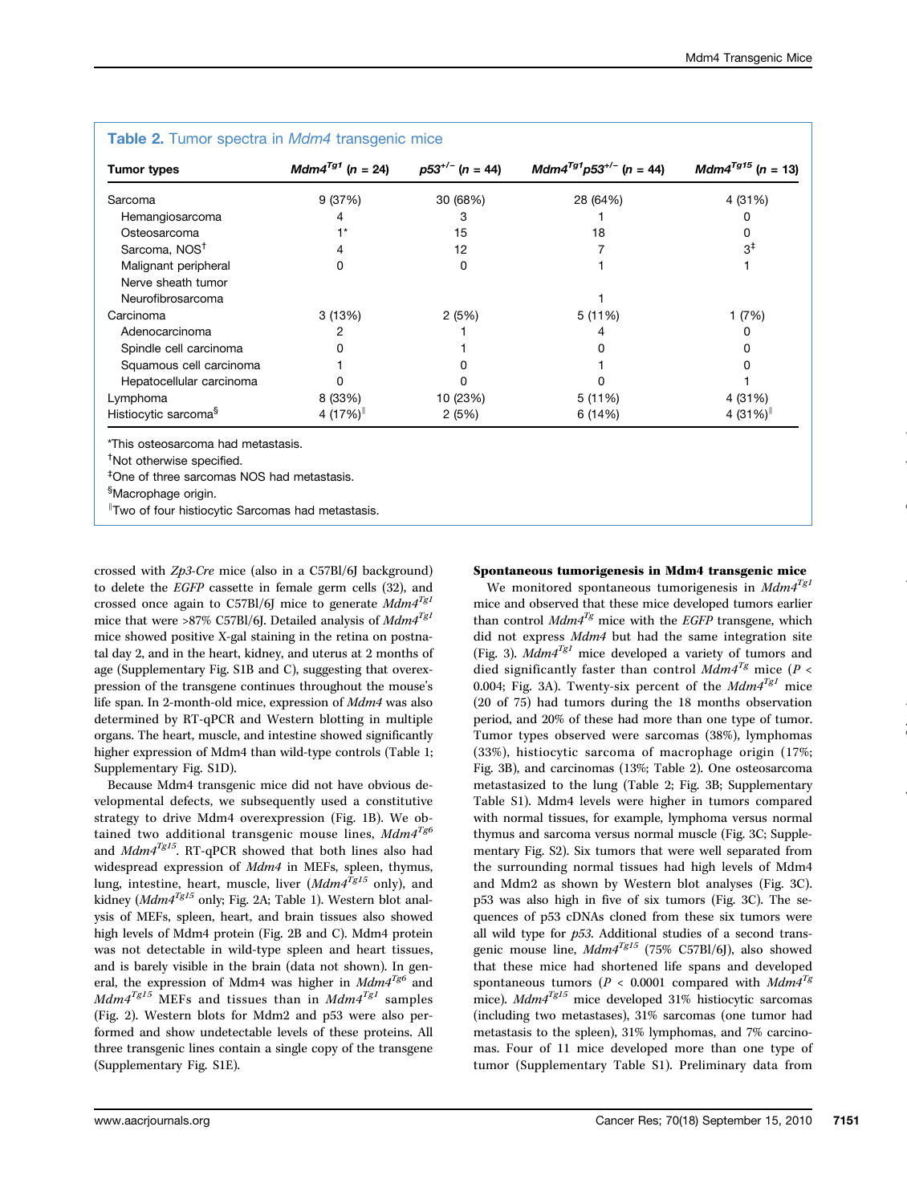**Table 2.** Tumor spectra in *Mdm4* transgenic mice

| Tumor types | $Mdm4^{Tg1}$ ($n$ = 24) | $p53^{+/-}$ ($n$ = 44) | $Mdm4^{Tg1}p53^{+/-}$ ($n$ = 44) | $Mdm4^{Tg15}$ ($n$ = 13) |
|---|---|---|---|---|
| Sarcoma | 9 (37%) | 30 (68%) | 28 (64%) | 4 (31%) |
| Hemangiosarcoma | 4 | 3 | 1 | 0 |
| Osteosarcoma | 1* | 15 | 18 | 0 |
| Sarcoma, NOS[†] | 4 | 12 | 7 | 3[‡] |
| Malignant peripheral Nerve sheath tumor | 0 | 0 | 1 | 1 |
| Neurofibrosarcoma | | | 1 | |
| Carcinoma | 3 (13%) | 2 (5%) | 5 (11%) | 1 (7%) |
| Adenocarcinoma | 2 | 1 | 4 | 0 |
| Spindle cell carcinoma | 0 | 1 | 0 | 0 |
| Squamous cell carcinoma | 1 | 0 | 1 | 0 |
| Hepatocellular carcinoma | 0 | 0 | 0 | 1 |
| Lymphoma | 8 (33%) | 10 (23%) | 5 (11%) | 4 (31%) |
| Histiocytic sarcoma[§] | 4 (17%)[‖] | 2 (5%) | 6 (14%) | 4 (31%)[‖] |

*This osteosarcoma had metastasis.
[†]Not otherwise specified.
[‡]One of three sarcomas NOS had metastasis.
[§]Macrophage origin.
[‖]Two of four histiocytic Sarcomas had metastasis.

crossed with *Zp3-Cre* mice (also in a C57Bl/6J background) to delete the *EGFP* cassette in female germ cells (32), and crossed once again to C57Bl/6J mice to generate $Mdm4^{Tg1}$ mice that were >87% C57Bl/6J. Detailed analysis of $Mdm4^{Tg1}$ mice showed positive X-gal staining in the retina on postnatal day 2, and in the heart, kidney, and uterus at 2 months of age (Supplementary Fig. S1B and C), suggesting that overexpression of the transgene continues throughout the mouse's life span. In 2-month-old mice, expression of *Mdm4* was also determined by RT-qPCR and Western blotting in multiple organs. The heart, muscle, and intestine showed significantly higher expression of Mdm4 than wild-type controls (Table 1; Supplementary Fig. S1D).

Because Mdm4 transgenic mice did not have obvious developmental defects, we subsequently used a constitutive strategy to drive Mdm4 overexpression (Fig. 1B). We obtained two additional transgenic mouse lines, $Mdm4^{Tg6}$ and $Mdm4^{Tg15}$. RT-qPCR showed that both lines also had widespread expression of *Mdm4* in MEFs, spleen, thymus, lung, intestine, heart, muscle, liver ($Mdm4^{Tg15}$ only), and kidney ($Mdm4^{Tg15}$ only; Fig. 2A; Table 1). Western blot analysis of MEFs, spleen, heart, and brain tissues also showed high levels of Mdm4 protein (Fig. 2B and C). Mdm4 protein was not detectable in wild-type spleen and heart tissues, and is barely visible in the brain (data not shown). In general, the expression of Mdm4 was higher in $Mdm4^{Tg6}$ and $Mdm4^{Tg15}$ MEFs and tissues than in $Mdm4^{Tg1}$ samples (Fig. 2). Western blots for Mdm2 and p53 were also performed and show undetectable levels of these proteins. All three transgenic lines contain a single copy of the transgene (Supplementary Fig. S1E).

**Spontaneous tumorigenesis in Mdm4 transgenic mice**

We monitored spontaneous tumorigenesis in $Mdm4^{Tg1}$ mice and observed that these mice developed tumors earlier than control $Mdm4^{Tg}$ mice with the *EGFP* transgene, which did not express *Mdm4* but had the same integration site (Fig. 3). $Mdm4^{Tg1}$ mice developed a variety of tumors and died significantly faster than control $Mdm4^{Tg}$ mice ($P$ < 0.004; Fig. 3A). Twenty-six percent of the $Mdm4^{Tg1}$ mice (20 of 75) had tumors during the 18 months observation period, and 20% of these had more than one type of tumor. Tumor types observed were sarcomas (38%), lymphomas (33%), histiocytic sarcoma of macrophage origin (17%; Fig. 3B), and carcinomas (13%; Table 2). One osteosarcoma metastasized to the lung (Table 2; Fig. 3B; Supplementary Table S1). Mdm4 levels were higher in tumors compared with normal tissues, for example, lymphoma versus normal thymus and sarcoma versus normal muscle (Fig. 3C; Supplementary Fig. S2). Six tumors that were well separated from the surrounding normal tissues had high levels of Mdm4 and Mdm2 as shown by Western blot analyses (Fig. 3C). p53 was also high in five of six tumors (Fig. 3C). The sequences of p53 cDNAs cloned from these six tumors were all wild type for *p53*. Additional studies of a second transgenic mouse line, $Mdm4^{Tg15}$ (75% C57Bl/6J), also showed that these mice had shortened life spans and developed spontaneous tumors ($P$ < 0.0001 compared with $Mdm4^{Tg}$ mice). $Mdm4^{Tg15}$ mice developed 31% histiocytic sarcomas (including two metastases), 31% sarcomas (one tumor had metastasis to the spleen), 31% lymphomas, and 7% carcinomas. Four of 11 mice developed more than one type of tumor (Supplementary Table S1). Preliminary data from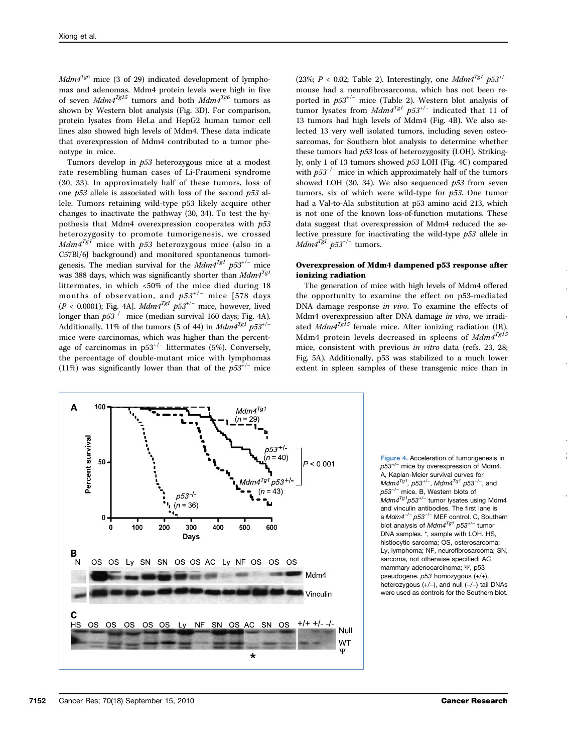*Mdm4*$^{Tg6}$ mice (3 of 29) indicated development of lymphomas and adenomas. Mdm4 protein levels were high in five of seven *Mdm4*$^{Tg15}$ tumors and both *Mdm4*$^{Tg6}$ tumors as shown by Western blot analysis (Fig. 3D). For comparison, protein lysates from HeLa and HepG2 human tumor cell lines also showed high levels of Mdm4. These data indicate that overexpression of Mdm4 contributed to a tumor phenotype in mice.

Tumors develop in *p53* heterozygous mice at a modest rate resembling human cases of Li-Fraumeni syndrome (30, 33). In approximately half of these tumors, loss of one *p53* allele is associated with loss of the second *p53* allele. Tumors retaining wild-type p53 likely acquire other changes to inactivate the pathway (30, 34). To test the hypothesis that Mdm4 overexpression cooperates with *p53* heterozygosity to promote tumorigenesis, we crossed *Mdm4*$^{Tg1}$ mice with *p53* heterozygous mice (also in a C57Bl/6J background) and monitored spontaneous tumorigenesis. The median survival for the *Mdm4*$^{Tg1}$ *p53*$^{+/-}$ mice was 388 days, which was significantly shorter than *Mdm4*$^{Tg1}$ littermates, in which <50% of the mice died during 18 months of observation, and *p53*$^{+/-}$ mice [578 days ($P < 0.0001$); Fig. 4A]. *Mdm4*$^{Tg1}$ *p53*$^{+/-}$ mice, however, lived longer than *p53*$^{-/-}$ mice (median survival 160 days; Fig. 4A). Additionally, 11% of the tumors (5 of 44) in *Mdm4*$^{Tg1}$ *p53*$^{+/-}$ mice were carcinomas, which was higher than the percentage of carcinomas in p53$^{+/-}$ littermates (5%). Conversely, the percentage of double-mutant mice with lymphomas (11%) was significantly lower than that of the *p53*$^{+/-}$ mice (23%; $P < 0.02$; Table 2). Interestingly, one *Mdm4*$^{Tg1}$ *p53*$^{+/-}$ mouse had a neurofibrosarcoma, which has not been reported in *p53*$^{+/-}$ mice (Table 2). Western blot analysis of tumor lysates from *Mdm4*$^{Tg1}$ *p53*$^{+/-}$ indicated that 11 of 13 tumors had high levels of Mdm4 (Fig. 4B). We also selected 13 very well isolated tumors, including seven osteosarcomas, for Southern blot analysis to determine whether these tumors had *p53* loss of heterozygosity (LOH). Strikingly, only 1 of 13 tumors showed *p53* LOH (Fig. 4C) compared with *p53*$^{+/-}$ mice in which approximately half of the tumors showed LOH (30, 34). We also sequenced *p53* from seven tumors, six of which were wild-type for *p53*. One tumor had a Val-to-Ala substitution at p53 amino acid 213, which is not one of the known loss-of-function mutations. These data suggest that overexpression of Mdm4 reduced the selective pressure for inactivating the wild-type *p53* allele in *Mdm4*$^{Tg1}$ *p53*$^{+/-}$ tumors.

### Overexpression of Mdm4 dampened p53 response after ionizing radiation

The generation of mice with high levels of Mdm4 offered the opportunity to examine the effect on p53-mediated DNA damage response *in vivo*. To examine the effects of Mdm4 overexpression after DNA damage *in vivo*, we irradiated *Mdm4*$^{Tg15}$ female mice. After ionizing radiation (IR), Mdm4 protein levels decreased in spleens of *Mdm4*$^{Tg15}$ mice, consistent with previous *in vitro* data (refs. 23, 28; Fig. 5A). Additionally, p53 was stabilized to a much lower extent in spleen samples of these transgenic mice than in

Figure 4. Acceleration of tumorigenesis in *p53*$^{+/-}$ mice by overexpression of Mdm4. A, Kaplan-Meier survival curves for *Mdm4*$^{Tg1}$, *p53*$^{+/-}$, *Mdm4*$^{Tg1}$ *p53*$^{+/-}$, and *p53*$^{-/-}$ mice. B, Western blots of *Mdm4*$^{Tg1}$*p53*$^{+/-}$ tumor lysates using Mdm4 and vinculin antibodies. The first lane is a *Mdm4*$^{-/-}$ *p53*$^{-/-}$ MEF control. C, Southern blot analysis of *Mdm4*$^{Tg1}$ *p53*$^{+/-}$ tumor DNA samples. *, sample with LOH. HS, histiocytic sarcoma; OS, osterosarcoma; Ly, lymphoma; NF, neurofibrosarcoma; SN, sarcoma, not otherwise specified; AC, mammary adenocarcinoma; Ψ, p53 pseudogene. *p53* homozygous (+/+), heterozygous (+/–), and null (–/–) tail DNAs were used as controls for the Southern blot.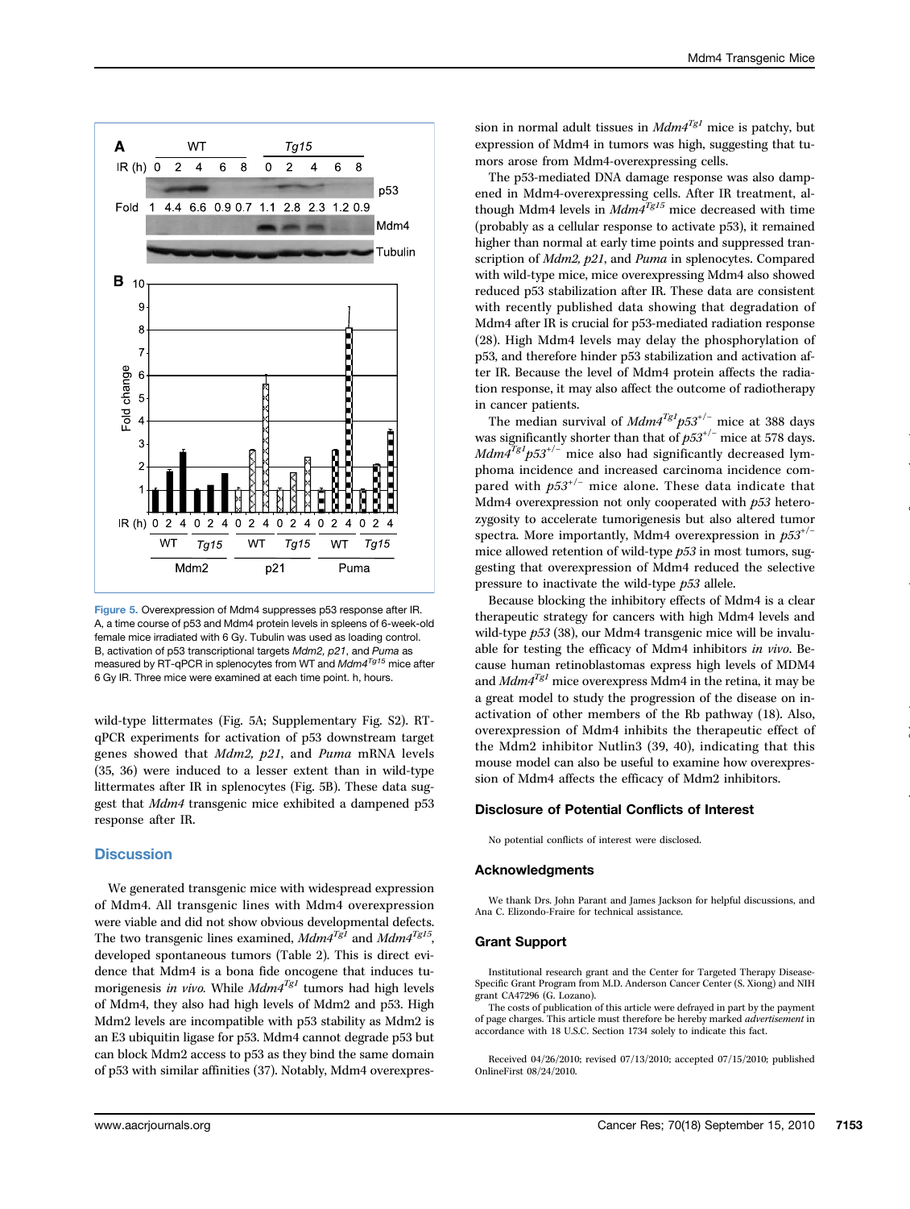Figure 5. Overexpression of Mdm4 suppresses p53 response after IR. A, a time course of p53 and Mdm4 protein levels in spleens of 6-week-old female mice irradiated with 6 Gy. Tubulin was used as loading control. B, activation of p53 transcriptional targets *Mdm2*, *p21*, and *Puma* as measured by RT-qPCR in splenocytes from WT and $Mdm4^{Tg15}$ mice after 6 Gy IR. Three mice were examined at each time point. h, hours.

wild-type littermates (Fig. 5A; Supplementary Fig. S2). RT-qPCR experiments for activation of p53 downstream target genes showed that *Mdm2, p21*, and *Puma* mRNA levels (35, 36) were induced to a lesser extent than in wild-type littermates after IR in splenocytes (Fig. 5B). These data suggest that *Mdm4* transgenic mice exhibited a dampened p53 response after IR.

## Discussion

We generated transgenic mice with widespread expression of Mdm4. All transgenic lines with Mdm4 overexpression were viable and did not show obvious developmental defects. The two transgenic lines examined, $Mdm4^{Tg1}$ and $Mdm4^{Tg15}$, developed spontaneous tumors (Table 2). This is direct evidence that Mdm4 is a bona fide oncogene that induces tumorigenesis *in vivo.* While $Mdm4^{Tg1}$ tumors had high levels of Mdm4, they also had high levels of Mdm2 and p53. High Mdm2 levels are incompatible with p53 stability as Mdm2 is an E3 ubiquitin ligase for p53. Mdm4 cannot degrade p53 but can block Mdm2 access to p53 as they bind the same domain of p53 with similar affinities (37). Notably, Mdm4 overexpression in normal adult tissues in $Mdm4^{Tg1}$ mice is patchy, but expression of Mdm4 in tumors was high, suggesting that tumors arose from Mdm4-overexpressing cells.

The p53-mediated DNA damage response was also dampened in Mdm4-overexpressing cells. After IR treatment, although Mdm4 levels in $Mdm4^{Tg15}$ mice decreased with time (probably as a cellular response to activate p53), it remained higher than normal at early time points and suppressed transcription of *Mdm2, p21*, and *Puma* in splenocytes. Compared with wild-type mice, mice overexpressing Mdm4 also showed reduced p53 stabilization after IR. These data are consistent with recently published data showing that degradation of Mdm4 after IR is crucial for p53-mediated radiation response (28). High Mdm4 levels may delay the phosphorylation of p53, and therefore hinder p53 stabilization and activation after IR. Because the level of Mdm4 protein affects the radiation response, it may also affect the outcome of radiotherapy in cancer patients.

The median survival of $Mdm4^{Tg1}p53^{+/-}$ mice at 388 days was significantly shorter than that of $p53^{+/-}$ mice at 578 days. $Mdm4^{Tg1}p53^{+/-}$ mice also had significantly decreased lymphoma incidence and increased carcinoma incidence compared with $p53^{+/-}$ mice alone. These data indicate that Mdm4 overexpression not only cooperated with *p53* heterozygosity to accelerate tumorigenesis but also altered tumor spectra. More importantly, Mdm4 overexpression in $p53^{+/-}$ mice allowed retention of wild-type *p53* in most tumors, suggesting that overexpression of Mdm4 reduced the selective pressure to inactivate the wild-type *p53* allele.

Because blocking the inhibitory effects of Mdm4 is a clear therapeutic strategy for cancers with high Mdm4 levels and wild-type *p53* (38), our Mdm4 transgenic mice will be invaluable for testing the efficacy of Mdm4 inhibitors *in vivo*. Because human retinoblastomas express high levels of MDM4 and $Mdm4^{Tg1}$ mice overexpress Mdm4 in the retina, it may be a great model to study the progression of the disease on inactivation of other members of the Rb pathway (18). Also, overexpression of Mdm4 inhibits the therapeutic effect of the Mdm2 inhibitor Nutlin3 (39, 40), indicating that this mouse model can also be useful to examine how overexpression of Mdm4 affects the efficacy of Mdm2 inhibitors.

## Disclosure of Potential Conflicts of Interest

No potential conflicts of interest were disclosed.

## Acknowledgments

We thank Drs. John Parant and James Jackson for helpful discussions, and Ana C. Elizondo-Fraire for technical assistance.

## Grant Support

Institutional research grant and the Center for Targeted Therapy Disease-Specific Grant Program from M.D. Anderson Cancer Center (S. Xiong) and NIH grant CA47296 (G. Lozano).

The costs of publication of this article were defrayed in part by the payment of page charges. This article must therefore be hereby marked *advertisement* in accordance with 18 U.S.C. Section 1734 solely to indicate this fact.

Received 04/26/2010; revised 07/13/2010; accepted 07/15/2010; published OnlineFirst 08/24/2010.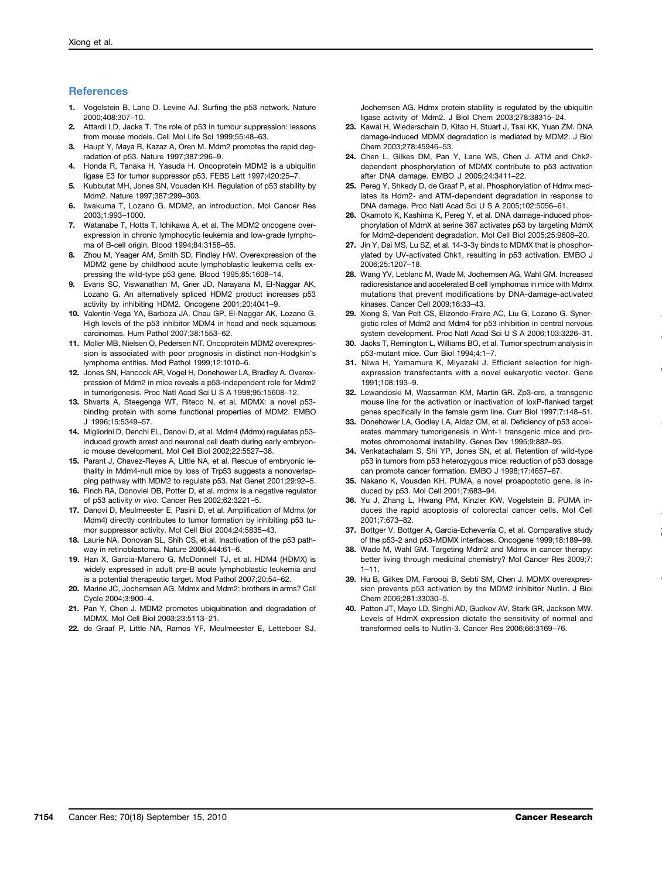## References

1. Vogelstein B, Lane D, Levine AJ. Surfing the p53 network. Nature 2000;408:307–10.
2. Attardi LD, Jacks T. The role of p53 in tumour suppression: lessons from mouse models. Cell Mol Life Sci 1999;55:48–63.
3. Haupt Y, Maya R, Kazaz A, Oren M. Mdm2 promotes the rapid degradation of p53. Nature 1997;387:296–9.
4. Honda R, Tanaka H, Yasuda H. Oncoprotein MDM2 is a ubiquitin ligase E3 for tumor suppressor p53. FEBS Lett 1997;420:25–7.
5. Kubbutat MH, Jones SN, Vousden KH. Regulation of p53 stability by Mdm2. Nature 1997;387:299–303.
6. Iwakuma T, Lozano G. MDM2, an introduction. Mol Cancer Res 2003;1:993–1000.
7. Watanabe T, Hotta T, Ichikawa A, et al. The MDM2 oncogene overexpression in chronic lymphocytic leukemia and low-grade lymphoma of B-cell origin. Blood 1994;84:3158–65.
8. Zhou M, Yeager AM, Smith SD, Findley HW. Overexpression of the MDM2 gene by childhood acute lymphoblastic leukemia cells expressing the wild-type p53 gene. Blood 1995;85:1608–14.
9. Evans SC, Viswanathan M, Grier JD, Narayana M, El-Naggar AK, Lozano G. An alternatively spliced HDM2 product increases p53 activity by inhibiting HDM2. Oncogene 2001;20:4041–9.
10. Valentin-Vega YA, Barboza JA, Chau GP, El-Naggar AK, Lozano G. High levels of the p53 inhibitor MDM4 in head and neck squamous carcinomas. Hum Pathol 2007;38:1553–62.
11. Moller MB, Nielsen O, Pedersen NT. Oncoprotein MDM2 overexpression is associated with poor prognosis in distinct non-Hodgkin's lymphoma entities. Mod Pathol 1999;12:1010–6.
12. Jones SN, Hancock AR, Vogel H, Donehower LA, Bradley A. Overexpression of Mdm2 in mice reveals a p53-independent role for Mdm2 in tumorigenesis. Proc Natl Acad Sci U S A 1998;95:15608–12.
13. Shvarts A, Steegenga WT, Riteco N, et al. MDMX: a novel p53-binding protein with some functional properties of MDM2. EMBO J 1996;15:5349–57.
14. Migliorini D, Denchi EL, Danovi D, et al. Mdm4 (Mdmx) regulates p53-induced growth arrest and neuronal cell death during early embryonic mouse development. Mol Cell Biol 2002;22:5527–38.
15. Parant J, Chavez-Reyes A, Little NA, et al. Rescue of embryonic lethality in Mdm4-null mice by loss of Trp53 suggests a nonoverlapping pathway with MDM2 to regulate p53. Nat Genet 2001;29:92–5.
16. Finch RA, Donoviel DB, Potter D, et al. mdmx is a negative regulator of p53 activity *in vivo*. Cancer Res 2002;62:3221–5.
17. Danovi D, Meulmeester E, Pasini D, et al. Amplification of Mdmx (or Mdm4) directly contributes to tumor formation by inhibiting p53 tumor suppressor activity. Mol Cell Biol 2004;24:5835–43.
18. Laurie NA, Donovan SL, Shih CS, et al. Inactivation of the p53 pathway in retinoblastoma. Nature 2006;444:61–6.
19. Han X, Garcia-Manero G, McDonnell TJ, et al. HDM4 (HDMX) is widely expressed in adult pre-B acute lymphoblastic leukemia and is a potential therapeutic target. Mod Pathol 2007;20:54–62.
20. Marine JC, Jochemsen AG. Mdmx and Mdm2: brothers in arms? Cell Cycle 2004;3:900–4.
21. Pan Y, Chen J. MDM2 promotes ubiquitination and degradation of MDMX. Mol Cell Biol 2003;23:5113–21.
22. de Graaf P, Little NA, Ramos YF, Meulmeester E, Letteboer SJ, Jochemsen AG. Hdmx protein stability is regulated by the ubiquitin ligase activity of Mdm2. J Biol Chem 2003;278:38315–24.
23. Kawai H, Wiederschain D, Kitao H, Stuart J, Tsai KK, Yuan ZM. DNA damage-induced MDMX degradation is mediated by MDM2. J Biol Chem 2003;278:45946–53.
24. Chen L, Gilkes DM, Pan Y, Lane WS, Chen J. ATM and Chk2-dependent phosphorylation of MDMX contribute to p53 activation after DNA damage. EMBO J 2005;24:3411–22.
25. Pereg Y, Shkedy D, de Graaf P, et al. Phosphorylation of Hdmx mediates its Hdm2- and ATM-dependent degradation in response to DNA damage. Proc Natl Acad Sci U S A 2005;102:5056–61.
26. Okamoto K, Kashima K, Pereg Y, et al. DNA damage-induced phosphorylation of MdmX at serine 367 activates p53 by targeting MdmX for Mdm2-dependent degradation. Mol Cell Biol 2005;25:9608–20.
27. Jin Y, Dai MS, Lu SZ, et al. 14-3-3γ binds to MDMX that is phosphorylated by UV-activated Chk1, resulting in p53 activation. EMBO J 2006;25:1207–18.
28. Wang YV, Leblanc M, Wade M, Jochemsen AG, Wahl GM. Increased radioresistance and accelerated B cell lymphomas in mice with Mdmx mutations that prevent modifications by DNA-damage-activated kinases. Cancer Cell 2009;16:33–43.
29. Xiong S, Van Pelt CS, Elizondo-Fraire AC, Liu G, Lozano G. Synergistic roles of Mdm2 and Mdm4 for p53 inhibition in central nervous system development. Proc Natl Acad Sci U S A 2006;103:3226–31.
30. Jacks T, Remington L, Williams BO, et al. Tumor spectrum analysis in p53-mutant mice. Curr Biol 1994;4:1–7.
31. Niwa H, Yamamura K, Miyazaki J. Efficient selection for high-expression transfectants with a novel eukaryotic vector. Gene 1991;108:193–9.
32. Lewandoski M, Wassarman KM, Martin GR. Zp3-cre, a transgenic mouse line for the activation or inactivation of loxP-flanked target genes specifically in the female germ line. Curr Biol 1997;7:148–51.
33. Donehower LA, Godley LA, Aldaz CM, et al. Deficiency of p53 accelerates mammary tumorigenesis in Wnt-1 transgenic mice and promotes chromosomal instability. Genes Dev 1995;9:882–95.
34. Venkatachalam S, Shi YP, Jones SN, et al. Retention of wild-type p53 in tumors from p53 heterozygous mice: reduction of p53 dosage can promote cancer formation. EMBO J 1998;17:4657–67.
35. Nakano K, Vousden KH. PUMA, a novel proapoptotic gene, is induced by p53. Mol Cell 2001;7:683–94.
36. Yu J, Zhang L, Hwang PM, Kinzler KW, Vogelstein B. PUMA induces the rapid apoptosis of colorectal cancer cells. Mol Cell 2001;7:673–82.
37. Bottger V, Bottger A, Garcia-Echeverria C, et al. Comparative study of the p53-2 and p53-MDMX interfaces. Oncogene 1999;18:189–99.
38. Wade M, Wahl GM. Targeting Mdm2 and Mdmx in cancer therapy: better living through medicinal chemistry? Mol Cancer Res 2009;7:1–11.
39. Hu B, Gilkes DM, Farooqi B, Sebti SM, Chen J. MDMX overexpression prevents p53 activation by the MDM2 inhibitor Nutlin. J Biol Chem 2006;281:33030–5.
40. Patton JT, Mayo LD, Singhi AD, Gudkov AV, Stark GR, Jackson MW. Levels of HdmX expression dictate the sensitivity of normal and transformed cells to Nutlin-3. Cancer Res 2006;66:3169–76.